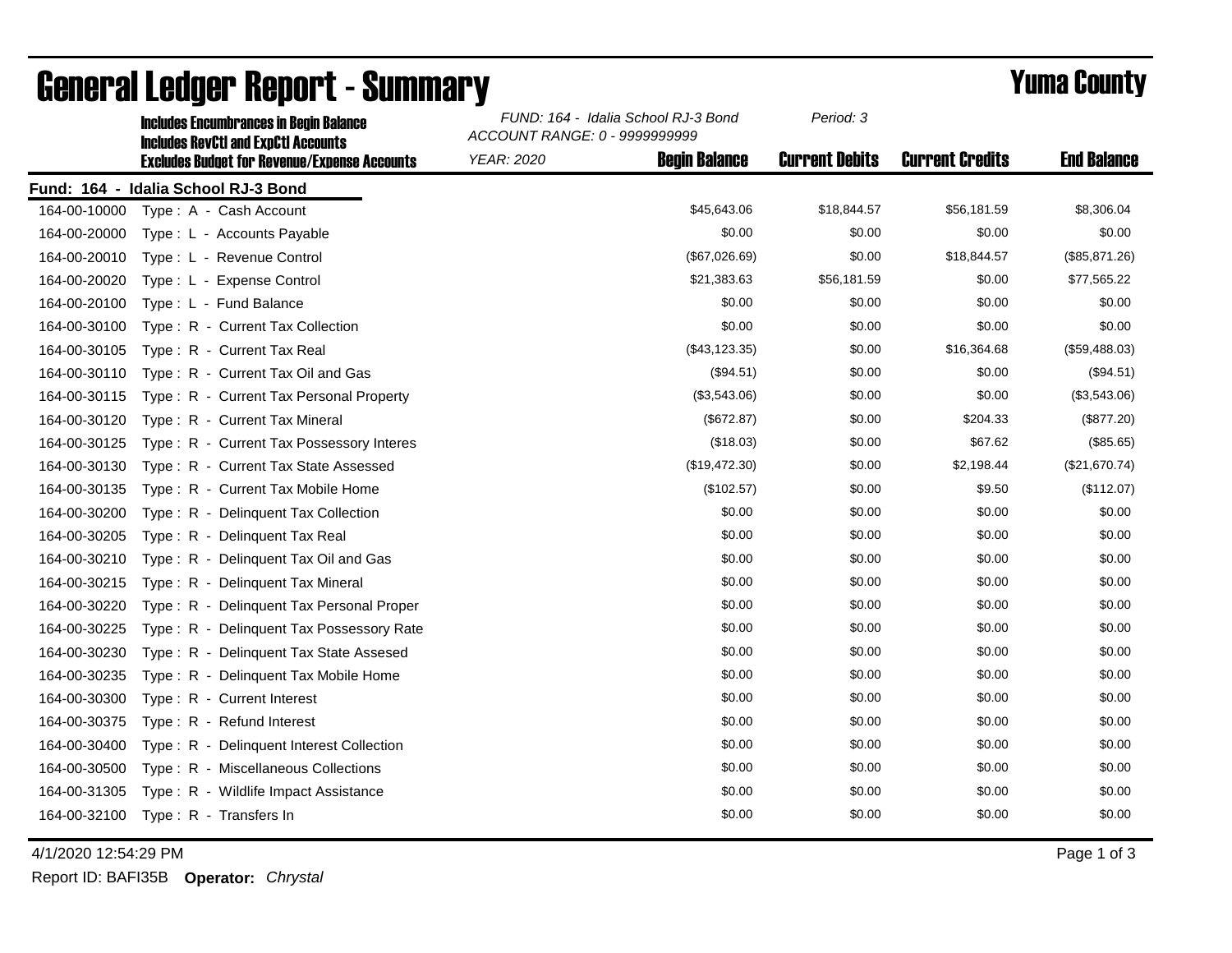# General Ledger Report - Summary

**Yuma County**

**Includes Encumbrances in Begin Balance**
**Includes RevCtl and ExpCtl Accounts**
**Excludes Budget for Revenue/Expense Accounts**

*FUND: 164 - Idalia School RJ-3 Bond*
*ACCOUNT RANGE: 0 - 9999999999*
*YEAR: 2020*
*Period: 3*

**Fund: 164 - Idalia School RJ-3 Bond**

| Account | Description | Begin Balance | Current Debits | Current Credits | End Balance |
|---|---|---|---|---|---|
| 164-00-10000 | Type : A - Cash Account | $45,643.06 | $18,844.57 | $56,181.59 | $8,306.04 |
| 164-00-20000 | Type : L - Accounts Payable | $0.00 | $0.00 | $0.00 | $0.00 |
| 164-00-20010 | Type : L - Revenue Control | ($67,026.69) | $0.00 | $18,844.57 | ($85,871.26) |
| 164-00-20020 | Type : L - Expense Control | $21,383.63 | $56,181.59 | $0.00 | $77,565.22 |
| 164-00-20100 | Type : L - Fund Balance | $0.00 | $0.00 | $0.00 | $0.00 |
| 164-00-30100 | Type : R - Current Tax Collection | $0.00 | $0.00 | $0.00 | $0.00 |
| 164-00-30105 | Type : R - Current Tax Real | ($43,123.35) | $0.00 | $16,364.68 | ($59,488.03) |
| 164-00-30110 | Type : R - Current Tax Oil and Gas | ($94.51) | $0.00 | $0.00 | ($94.51) |
| 164-00-30115 | Type : R - Current Tax Personal Property | ($3,543.06) | $0.00 | $0.00 | ($3,543.06) |
| 164-00-30120 | Type : R - Current Tax Mineral | ($672.87) | $0.00 | $204.33 | ($877.20) |
| 164-00-30125 | Type : R - Current Tax Possessory Interes | ($18.03) | $0.00 | $67.62 | ($85.65) |
| 164-00-30130 | Type : R - Current Tax State Assessed | ($19,472.30) | $0.00 | $2,198.44 | ($21,670.74) |
| 164-00-30135 | Type : R - Current Tax Mobile Home | ($102.57) | $0.00 | $9.50 | ($112.07) |
| 164-00-30200 | Type : R - Delinquent Tax Collection | $0.00 | $0.00 | $0.00 | $0.00 |
| 164-00-30205 | Type : R - Delinquent Tax Real | $0.00 | $0.00 | $0.00 | $0.00 |
| 164-00-30210 | Type : R - Delinquent Tax Oil and Gas | $0.00 | $0.00 | $0.00 | $0.00 |
| 164-00-30215 | Type : R - Delinquent Tax Mineral | $0.00 | $0.00 | $0.00 | $0.00 |
| 164-00-30220 | Type : R - Delinquent Tax Personal Proper | $0.00 | $0.00 | $0.00 | $0.00 |
| 164-00-30225 | Type : R - Delinquent Tax Possessory Rate | $0.00 | $0.00 | $0.00 | $0.00 |
| 164-00-30230 | Type : R - Delinquent Tax State Assesed | $0.00 | $0.00 | $0.00 | $0.00 |
| 164-00-30235 | Type : R - Delinquent Tax Mobile Home | $0.00 | $0.00 | $0.00 | $0.00 |
| 164-00-30300 | Type : R - Current Interest | $0.00 | $0.00 | $0.00 | $0.00 |
| 164-00-30375 | Type : R - Refund Interest | $0.00 | $0.00 | $0.00 | $0.00 |
| 164-00-30400 | Type : R - Delinquent Interest Collection | $0.00 | $0.00 | $0.00 | $0.00 |
| 164-00-30500 | Type : R - Miscellaneous Collections | $0.00 | $0.00 | $0.00 | $0.00 |
| 164-00-31305 | Type : R - Wildlife Impact Assistance | $0.00 | $0.00 | $0.00 | $0.00 |
| 164-00-32100 | Type : R - Transfers In | $0.00 | $0.00 | $0.00 | $0.00 |

4/1/2020 12:54:29 PM

Report ID: BAFI35B **Operator:** *Chrystal*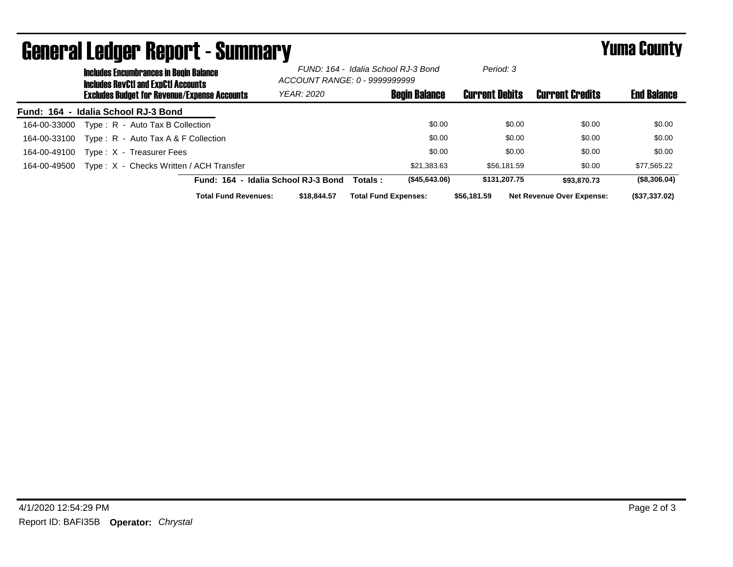# General Ledger Report - Summary

## Yuma County

**Includes Encumbrances in Begin Balance**
**Includes RevCtl and ExpCtl Accounts**
**Excludes Budget for Revenue/Expense Accounts**

*FUND: 164 - Idalia School RJ-3 Bond*
*ACCOUNT RANGE: 0 - 9999999999*
*YEAR: 2020*
*Period: 3*

| Account | Description | Begin Balance | Current Debits | Current Credits | End Balance |
|---|---|---|---|---|---|
| **Fund: 164 - Idalia School RJ-3 Bond** | | | | | |
| 164-00-33000 | Type : R - Auto Tax B Collection | $0.00 | $0.00 | $0.00 | $0.00 |
| 164-00-33100 | Type : R - Auto Tax A & F Collection | $0.00 | $0.00 | $0.00 | $0.00 |
| 164-00-49100 | Type : X - Treasurer Fees | $0.00 | $0.00 | $0.00 | $0.00 |
| 164-00-49500 | Type : X - Checks Written / ACH Transfer | $21,383.63 | $56,181.59 | $0.00 | $77,565.22 |
| | **Fund: 164 - Idalia School RJ-3 Bond Totals :** | **($45,643.06)** | **$131,207.75** | **$93,870.73** | **($8,306.04)** |

**Total Fund Revenues:** $18,844.57 **Total Fund Expenses:** $56,181.59 **Net Revenue Over Expense:** ($37,337.02)

4/1/2020 12:54:29 PM

Report ID: BAFI35B **Operator:** *Chrystal*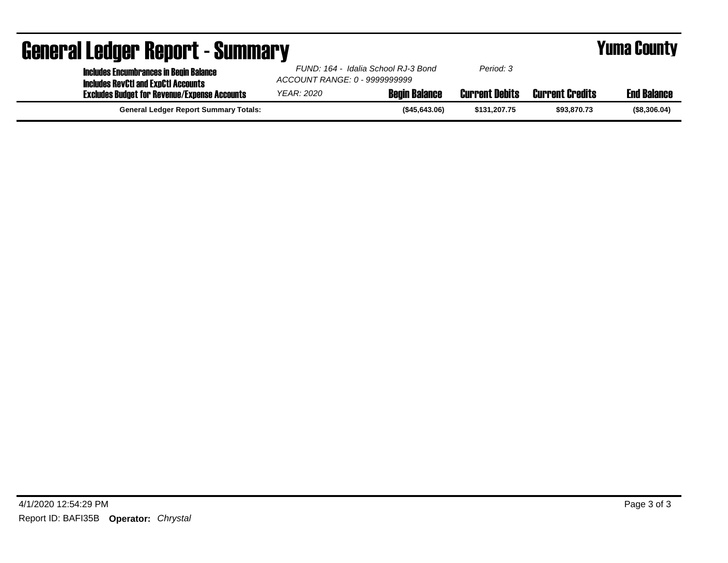# General Ledger Report - Summary

## Yuma County

**Includes Encumbrances in Begin Balance**
**Includes RevCtl and ExpCtl Accounts**
**Excludes Budget for Revenue/Expense Accounts**

*FUND: 164 - Idalia School RJ-3 Bond*
*ACCOUNT RANGE: 0 - 9999999999*
*YEAR: 2020*
*Period: 3*

| | Begin Balance | Current Debits | Current Credits | End Balance |
|---|---|---|---|---|
| **General Ledger Report Summary Totals:** | **($45,643.06)** | **$131,207.75** | **$93,870.73** | **($8,306.04)** |

4/1/2020 12:54:29 PM

Report ID: BAFI35B **Operator:** *Chrystal*